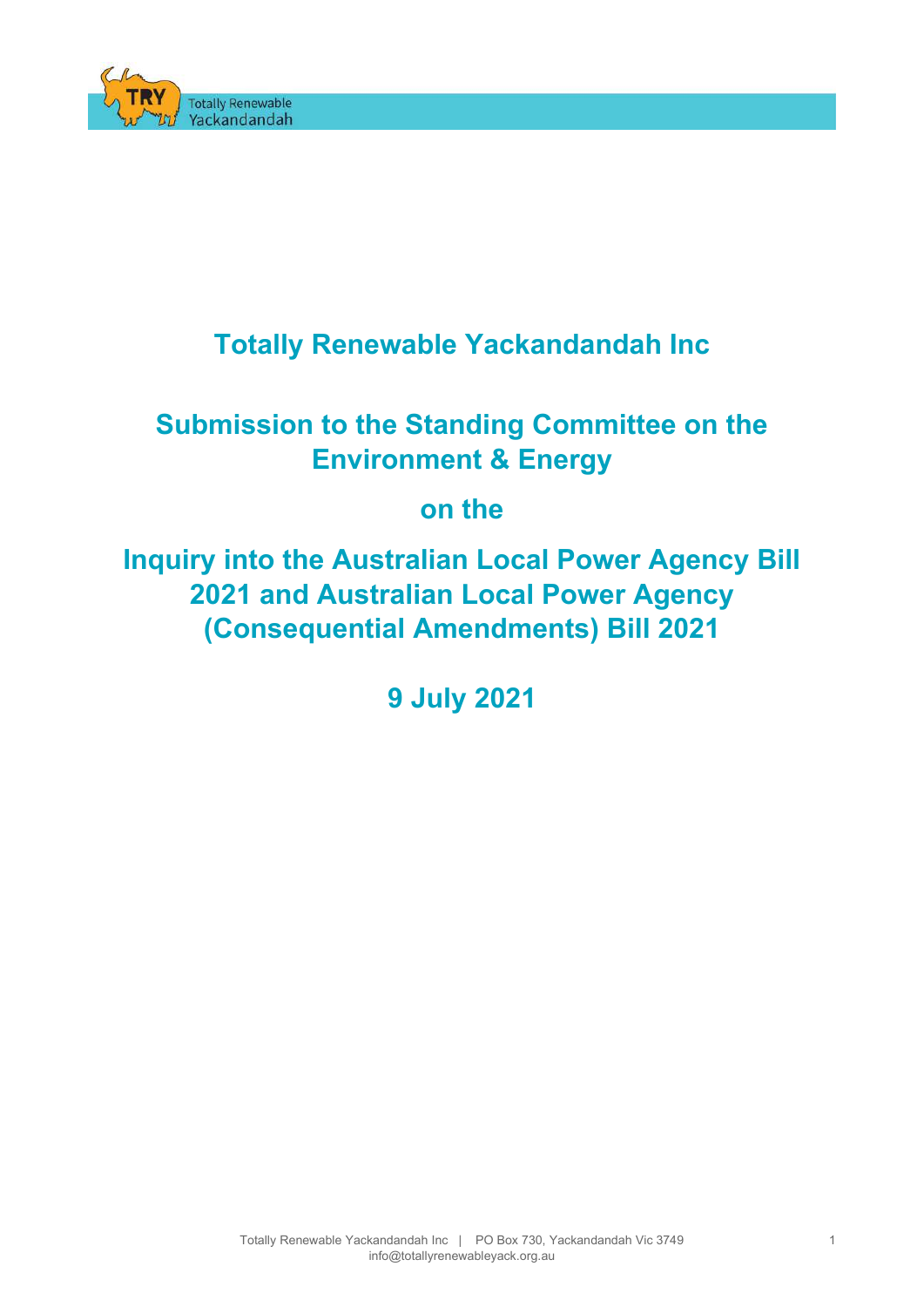# Totally Renewable Yackandandah Inc

## Submission to the Standing Committee on the Environment & Energy

## on the

## Inquiry into the Australian Local Power Agency Bill 2021 and Australian Local Power Agency (Consequential Amendments) Bill 2021

## 9 July 2021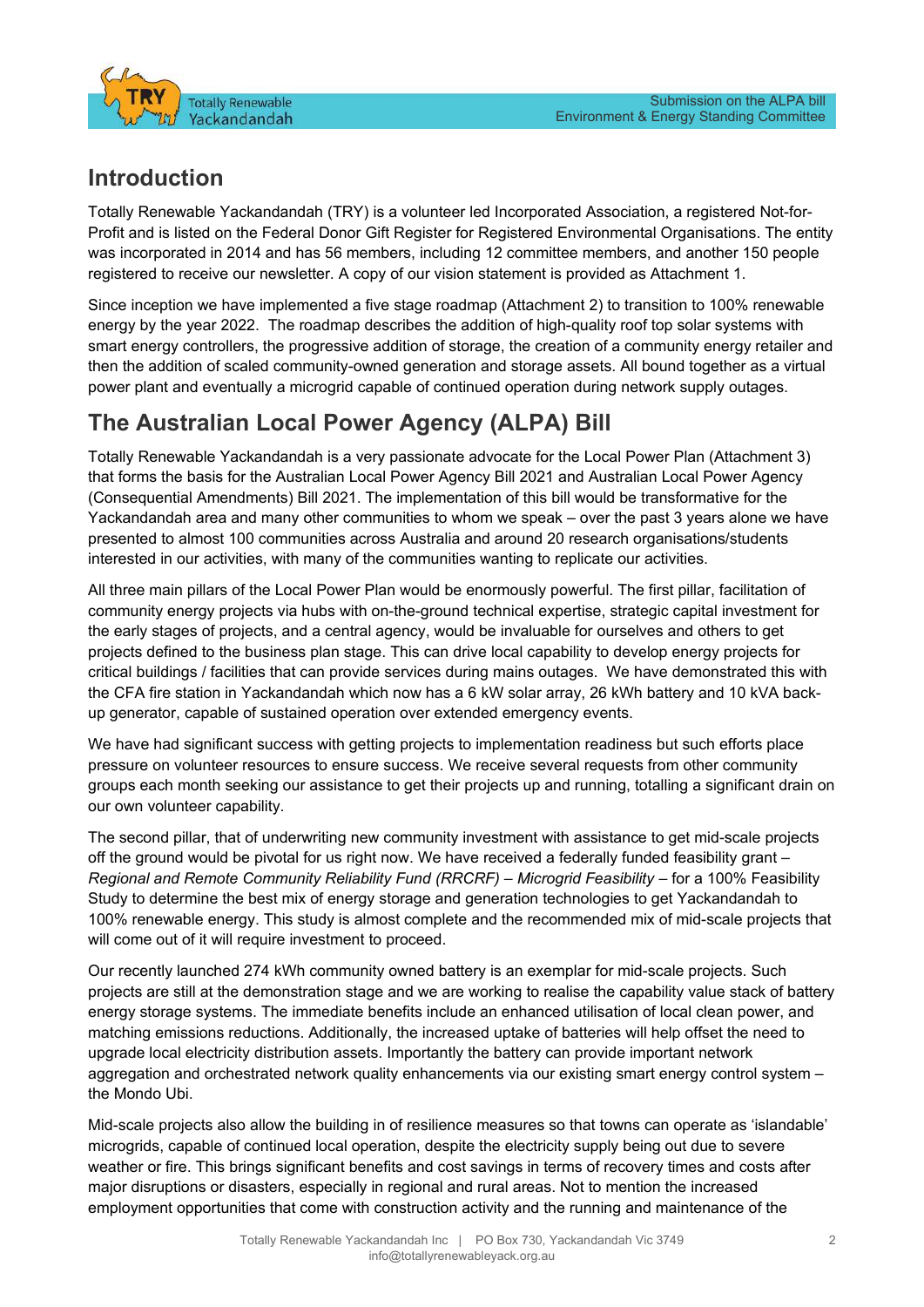## Introduction

Totally Renewable Yackandandah (TRY) is a volunteer led Incorporated Association, a registered Not-for-Profit and is listed on the Federal Donor Gift Register for Registered Environmental Organisations. The entity was incorporated in 2014 and has 56 members, including 12 committee members, and another 150 people registered to receive our newsletter. A copy of our vision statement is provided as Attachment 1.

Since inception we have implemented a five stage roadmap (Attachment 2) to transition to 100% renewable energy by the year 2022. The roadmap describes the addition of high-quality roof top solar systems with smart energy controllers, the progressive addition of storage, the creation of a community energy retailer and then the addition of scaled community-owned generation and storage assets. All bound together as a virtual power plant and eventually a microgrid capable of continued operation during network supply outages.

## The Australian Local Power Agency (ALPA) Bill

Totally Renewable Yackandandah is a very passionate advocate for the Local Power Plan (Attachment 3) that forms the basis for the Australian Local Power Agency Bill 2021 and Australian Local Power Agency (Consequential Amendments) Bill 2021. The implementation of this bill would be transformative for the Yackandandah area and many other communities to whom we speak – over the past 3 years alone we have presented to almost 100 communities across Australia and around 20 research organisations/students interested in our activities, with many of the communities wanting to replicate our activities.

All three main pillars of the Local Power Plan would be enormously powerful. The first pillar, facilitation of community energy projects via hubs with on-the-ground technical expertise, strategic capital investment for the early stages of projects, and a central agency, would be invaluable for ourselves and others to get projects defined to the business plan stage. This can drive local capability to develop energy projects for critical buildings / facilities that can provide services during mains outages. We have demonstrated this with the CFA fire station in Yackandandah which now has a 6 kW solar array, 26 kWh battery and 10 kVA back-up generator, capable of sustained operation over extended emergency events.

We have had significant success with getting projects to implementation readiness but such efforts place pressure on volunteer resources to ensure success. We receive several requests from other community groups each month seeking our assistance to get their projects up and running, totalling a significant drain on our own volunteer capability.

The second pillar, that of underwriting new community investment with assistance to get mid-scale projects off the ground would be pivotal for us right now. We have received a federally funded feasibility grant – *Regional and Remote Community Reliability Fund (RRCRF) – Microgrid Feasibility* – for a 100% Feasibility Study to determine the best mix of energy storage and generation technologies to get Yackandandah to 100% renewable energy. This study is almost complete and the recommended mix of mid-scale projects that will come out of it will require investment to proceed.

Our recently launched 274 kWh community owned battery is an exemplar for mid-scale projects. Such projects are still at the demonstration stage and we are working to realise the capability value stack of battery energy storage systems. The immediate benefits include an enhanced utilisation of local clean power, and matching emissions reductions. Additionally, the increased uptake of batteries will help offset the need to upgrade local electricity distribution assets. Importantly the battery can provide important network aggregation and orchestrated network quality enhancements via our existing smart energy control system – the Mondo Ubi.

Mid-scale projects also allow the building in of resilience measures so that towns can operate as 'islandable' microgrids, capable of continued local operation, despite the electricity supply being out due to severe weather or fire. This brings significant benefits and cost savings in terms of recovery times and costs after major disruptions or disasters, especially in regional and rural areas. Not to mention the increased employment opportunities that come with construction activity and the running and maintenance of the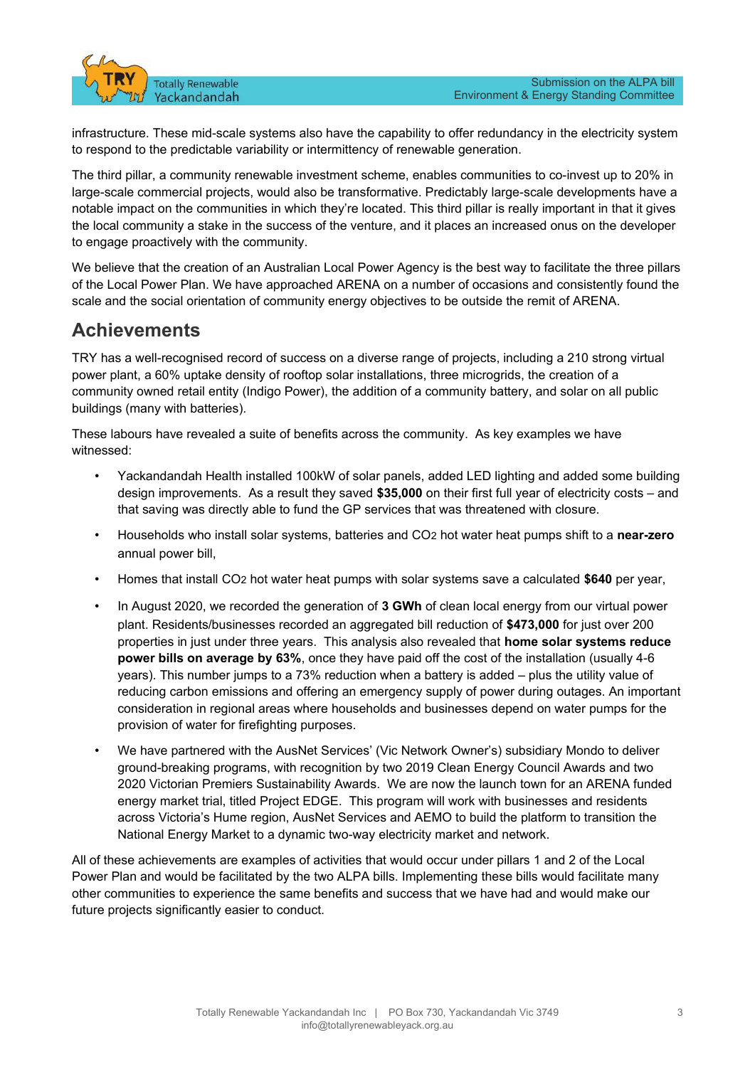infrastructure. These mid-scale systems also have the capability to offer redundancy in the electricity system to respond to the predictable variability or intermittency of renewable generation.

The third pillar, a community renewable investment scheme, enables communities to co-invest up to 20% in large-scale commercial projects, would also be transformative. Predictably large-scale developments have a notable impact on the communities in which they're located. This third pillar is really important in that it gives the local community a stake in the success of the venture, and it places an increased onus on the developer to engage proactively with the community.

We believe that the creation of an Australian Local Power Agency is the best way to facilitate the three pillars of the Local Power Plan. We have approached ARENA on a number of occasions and consistently found the scale and the social orientation of community energy objectives to be outside the remit of ARENA.

## Achievements

TRY has a well-recognised record of success on a diverse range of projects, including a 210 strong virtual power plant, a 60% uptake density of rooftop solar installations, three microgrids, the creation of a community owned retail entity (Indigo Power), the addition of a community battery, and solar on all public buildings (many with batteries).

These labours have revealed a suite of benefits across the community. As key examples we have witnessed:

- Yackandandah Health installed 100kW of solar panels, added LED lighting and added some building design improvements. As a result they saved **$35,000** on their first full year of electricity costs – and that saving was directly able to fund the GP services that was threatened with closure.
- Households who install solar systems, batteries and $CO_2$ hot water heat pumps shift to a **near-zero** annual power bill,
- Homes that install $CO_2$ hot water heat pumps with solar systems save a calculated **$640** per year,
- In August 2020, we recorded the generation of **3 GWh** of clean local energy from our virtual power plant. Residents/businesses recorded an aggregated bill reduction of **$473,000** for just over 200 properties in just under three years. This analysis also revealed that **home solar systems reduce power bills on average by 63%**, once they have paid off the cost of the installation (usually 4-6 years). This number jumps to a 73% reduction when a battery is added – plus the utility value of reducing carbon emissions and offering an emergency supply of power during outages. An important consideration in regional areas where households and businesses depend on water pumps for the provision of water for firefighting purposes.
- We have partnered with the AusNet Services' (Vic Network Owner's) subsidiary Mondo to deliver ground-breaking programs, with recognition by two 2019 Clean Energy Council Awards and two 2020 Victorian Premiers Sustainability Awards. We are now the launch town for an ARENA funded energy market trial, titled Project EDGE. This program will work with businesses and residents across Victoria's Hume region, AusNet Services and AEMO to build the platform to transition the National Energy Market to a dynamic two-way electricity market and network.

All of these achievements are examples of activities that would occur under pillars 1 and 2 of the Local Power Plan and would be facilitated by the two ALPA bills. Implementing these bills would facilitate many other communities to experience the same benefits and success that we have had and would make our future projects significantly easier to conduct.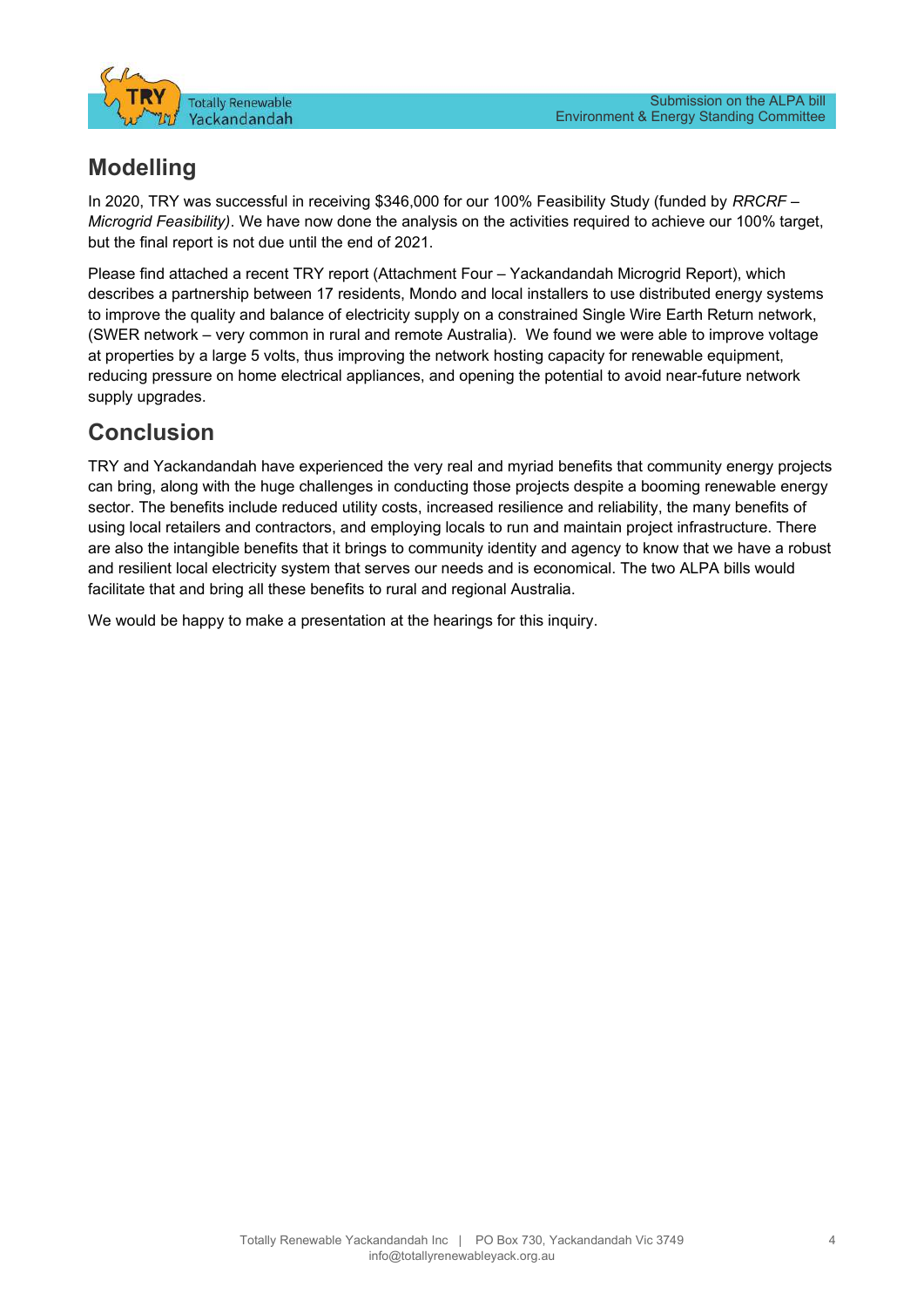## Modelling

In 2020, TRY was successful in receiving $346,000 for our 100% Feasibility Study (funded by *RRCRF – Microgrid Feasibility)*. We have now done the analysis on the activities required to achieve our 100% target, but the final report is not due until the end of 2021.

Please find attached a recent TRY report (Attachment Four – Yackandandah Microgrid Report), which describes a partnership between 17 residents, Mondo and local installers to use distributed energy systems to improve the quality and balance of electricity supply on a constrained Single Wire Earth Return network, (SWER network – very common in rural and remote Australia). We found we were able to improve voltage at properties by a large 5 volts, thus improving the network hosting capacity for renewable equipment, reducing pressure on home electrical appliances, and opening the potential to avoid near-future network supply upgrades.

## Conclusion

TRY and Yackandandah have experienced the very real and myriad benefits that community energy projects can bring, along with the huge challenges in conducting those projects despite a booming renewable energy sector. The benefits include reduced utility costs, increased resilience and reliability, the many benefits of using local retailers and contractors, and employing locals to run and maintain project infrastructure. There are also the intangible benefits that it brings to community identity and agency to know that we have a robust and resilient local electricity system that serves our needs and is economical. The two ALPA bills would facilitate that and bring all these benefits to rural and regional Australia.

We would be happy to make a presentation at the hearings for this inquiry.